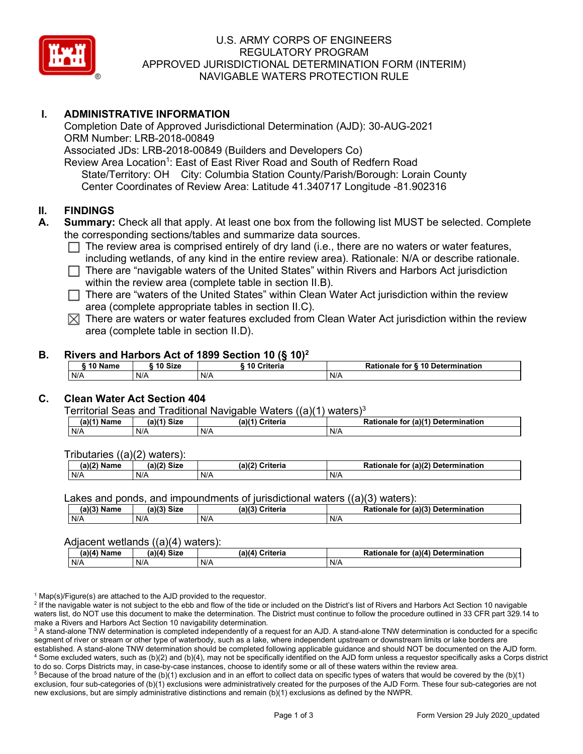# U.S. ARMY CORPS OF ENGINEERS
# REGULATORY PROGRAM
# APPROVED JURISDICTIONAL DETERMINATION FORM (INTERIM)
# NAVIGABLE WATERS PROTECTION RULE

## I. ADMINISTRATIVE INFORMATION

Completion Date of Approved Jurisdictional Determination (AJD): 30-AUG-2021
ORM Number: LRB-2018-00849
Associated JDs: LRB-2018-00849 (Builders and Developers Co)
Review Area Location[1]: East of East River Road and South of Redfern Road
State/Territory: OH City: Columbia Station County/Parish/Borough: Lorain County
Center Coordinates of Review Area: Latitude 41.340717 Longitude -81.902316

## II. FINDINGS

**A. Summary:** Check all that apply. At least one box from the following list MUST be selected. Complete the corresponding sections/tables and summarize data sources.

- ☐ The review area is comprised entirely of dry land (i.e., there are no waters or water features, including wetlands, of any kind in the entire review area). Rationale: N/A or describe rationale.
- ☐ There are "navigable waters of the United States" within Rivers and Harbors Act jurisdiction within the review area (complete table in section II.B).
- ☐ There are "waters of the United States" within Clean Water Act jurisdiction within the review area (complete appropriate tables in section II.C).
- ☒ There are waters or water features excluded from Clean Water Act jurisdiction within the review area (complete table in section II.D).

**B. Rivers and Harbors Act of 1899 Section 10 (§ 10)[2]**

| § 10 Name | § 10 Size | § 10 Criteria | Rationale for § 10 Determination |
|---|---|---|---|
| N/A | N/A | N/A | N/A |

**C. Clean Water Act Section 404**

Territorial Seas and Traditional Navigable Waters ((a)(1) waters)[3]

| (a)(1) Name | (a)(1) Size | (a)(1) Criteria | Rationale for (a)(1) Determination |
|---|---|---|---|
| N/A | N/A | N/A | N/A |

Tributaries ((a)(2) waters):

| (a)(2) Name | (a)(2) Size | (a)(2) Criteria | Rationale for (a)(2) Determination |
|---|---|---|---|
| N/A | N/A | N/A | N/A |

Lakes and ponds, and impoundments of jurisdictional waters ((a)(3) waters):

| (a)(3) Name | (a)(3) Size | (a)(3) Criteria | Rationale for (a)(3) Determination |
|---|---|---|---|
| N/A | N/A | N/A | N/A |

Adjacent wetlands ((a)(4) waters):

| (a)(4) Name | (a)(4) Size | (a)(4) Criteria | Rationale for (a)(4) Determination |
|---|---|---|---|
| N/A | N/A | N/A | N/A |

[1] Map(s)/Figure(s) are attached to the AJD provided to the requestor.
[2] If the navigable water is not subject to the ebb and flow of the tide or included on the District's list of Rivers and Harbors Act Section 10 navigable waters list, do NOT use this document to make the determination. The District must continue to follow the procedure outlined in 33 CFR part 329.14 to make a Rivers and Harbors Act Section 10 navigability determination.
[3] A stand-alone TNW determination is completed independently of a request for an AJD. A stand-alone TNW determination is conducted for a specific segment of river or stream or other type of waterbody, such as a lake, where independent upstream or downstream limits or lake borders are established. A stand-alone TNW determination should be completed following applicable guidance and should NOT be documented on the AJD form.
[4] Some excluded waters, such as (b)(2) and (b)(4), may not be specifically identified on the AJD form unless a requestor specifically asks a Corps district to do so. Corps Districts may, in case-by-case instances, choose to identify some or all of these waters within the review area.
[5] Because of the broad nature of the (b)(1) exclusion and in an effort to collect data on specific types of waters that would be covered by the (b)(1) exclusion, four sub-categories of (b)(1) exclusions were administratively created for the purposes of the AJD Form. These four sub-categories are not new exclusions, but are simply administrative distinctions and remain (b)(1) exclusions as defined by the NWPR.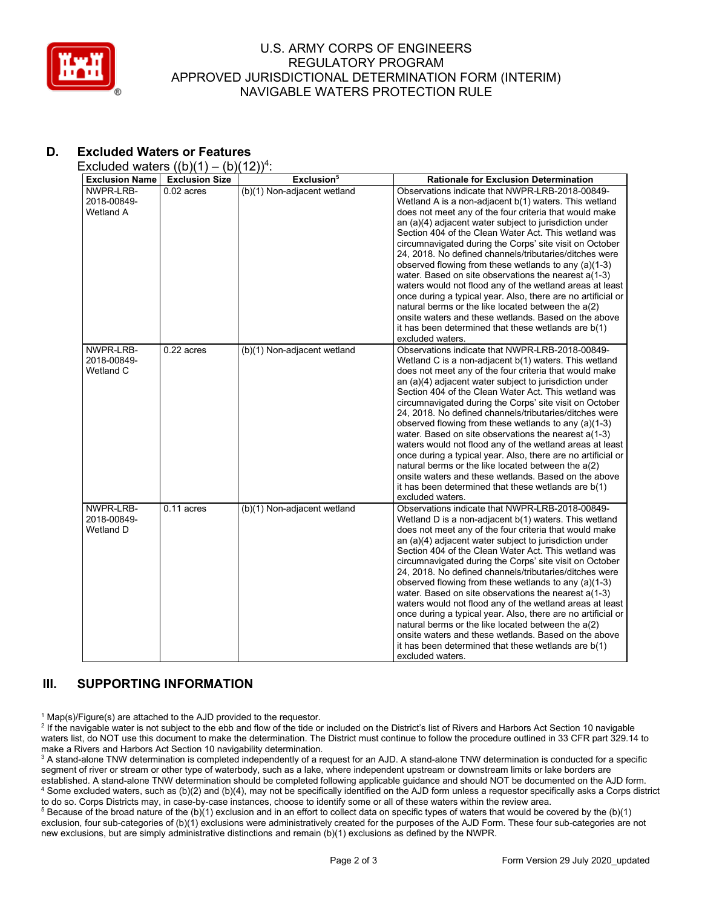U.S. ARMY CORPS OF ENGINEERS
REGULATORY PROGRAM
APPROVED JURISDICTIONAL DETERMINATION FORM (INTERIM)
NAVIGABLE WATERS PROTECTION RULE

## D. Excluded Waters or Features

Excluded waters ((b)(1) – (b)(12))[4]:

| Exclusion Name | Exclusion Size | Exclusion[5] | Rationale for Exclusion Determination |
|---|---|---|---|
| NWPR-LRB-2018-00849-Wetland A | 0.02 acres | (b)(1) Non-adjacent wetland | Observations indicate that NWPR-LRB-2018-00849-Wetland A is a non-adjacent b(1) waters. This wetland does not meet any of the four criteria that would make an (a)(4) adjacent water subject to jurisdiction under Section 404 of the Clean Water Act. This wetland was circumnavigated during the Corps' site visit on October 24, 2018. No defined channels/tributaries/ditches were observed flowing from these wetlands to any (a)(1-3) water. Based on site observations the nearest a(1-3) waters would not flood any of the wetland areas at least once during a typical year. Also, there are no artificial or natural berms or the like located between the a(2) onsite waters and these wetlands. Based on the above it has been determined that these wetlands are b(1) excluded waters. |
| NWPR-LRB-2018-00849-Wetland C | 0.22 acres | (b)(1) Non-adjacent wetland | Observations indicate that NWPR-LRB-2018-00849-Wetland C is a non-adjacent b(1) waters. This wetland does not meet any of the four criteria that would make an (a)(4) adjacent water subject to jurisdiction under Section 404 of the Clean Water Act. This wetland was circumnavigated during the Corps' site visit on October 24, 2018. No defined channels/tributaries/ditches were observed flowing from these wetlands to any (a)(1-3) water. Based on site observations the nearest a(1-3) waters would not flood any of the wetland areas at least once during a typical year. Also, there are no artificial or natural berms or the like located between the a(2) onsite waters and these wetlands. Based on the above it has been determined that these wetlands are b(1) excluded waters. |
| NWPR-LRB-2018-00849-Wetland D | 0.11 acres | (b)(1) Non-adjacent wetland | Observations indicate that NWPR-LRB-2018-00849-Wetland D is a non-adjacent b(1) waters. This wetland does not meet any of the four criteria that would make an (a)(4) adjacent water subject to jurisdiction under Section 404 of the Clean Water Act. This wetland was circumnavigated during the Corps' site visit on October 24, 2018. No defined channels/tributaries/ditches were observed flowing from these wetlands to any (a)(1-3) water. Based on site observations the nearest a(1-3) waters would not flood any of the wetland areas at least once during a typical year. Also, there are no artificial or natural berms or the like located between the a(2) onsite waters and these wetlands. Based on the above it has been determined that these wetlands are b(1) excluded waters. |

## III. SUPPORTING INFORMATION

[1] Map(s)/Figure(s) are attached to the AJD provided to the requestor.

[2] If the navigable water is not subject to the ebb and flow of the tide or included on the District's list of Rivers and Harbors Act Section 10 navigable waters list, do NOT use this document to make the determination. The District must continue to follow the procedure outlined in 33 CFR part 329.14 to make a Rivers and Harbors Act Section 10 navigability determination.

[3] A stand-alone TNW determination is completed independently of a request for an AJD. A stand-alone TNW determination is conducted for a specific segment of river or stream or other type of waterbody, such as a lake, where independent upstream or downstream limits or lake borders are established. A stand-alone TNW determination should be completed following applicable guidance and should NOT be documented on the AJD form.

[4] Some excluded waters, such as (b)(2) and (b)(4), may not be specifically identified on the AJD form unless a requestor specifically asks a Corps district to do so. Corps Districts may, in case-by-case instances, choose to identify some or all of these waters within the review area.

[5] Because of the broad nature of the (b)(1) exclusion and in an effort to collect data on specific types of waters that would be covered by the (b)(1) exclusion, four sub-categories of (b)(1) exclusions were administratively created for the purposes of the AJD Form. These four sub-categories are not new exclusions, but are simply administrative distinctions and remain (b)(1) exclusions as defined by the NWPR.

Form Version 29 July 2020_updated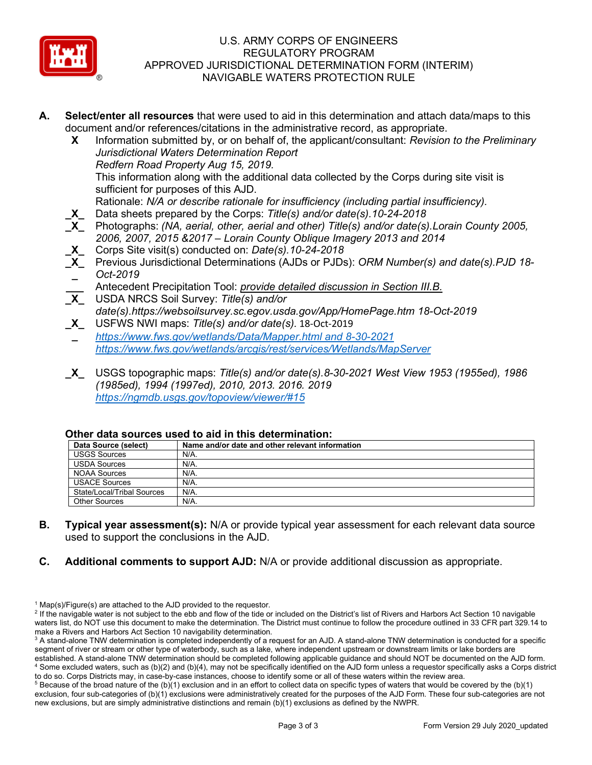U.S. ARMY CORPS OF ENGINEERS
REGULATORY PROGRAM
APPROVED JURISDICTIONAL DETERMINATION FORM (INTERIM)
NAVIGABLE WATERS PROTECTION RULE

**A. Select/enter all resources** that were used to aid in this determination and attach data/maps to this document and/or references/citations in the administrative record, as appropriate.

- **X** Information submitted by, or on behalf of, the applicant/consultant: *Revision to the Preliminary Jurisdictional Waters Determination Report Redfern Road Property Aug 15, 2019.* This information along with the additional data collected by the Corps during site visit is sufficient for purposes of this AJD. Rationale: *N/A or describe rationale for insufficiency (including partial insufficiency).*
- **_X_** Data sheets prepared by the Corps: *Title(s) and/or date(s).10-24-2018*
- **_X_** Photographs: *(NA, aerial, other, aerial and other) Title(s) and/or date(s).Lorain County 2005, 2006, 2007, 2015 &2017 – Lorain County Oblique Imagery 2013 and 2014*
- **_X_** Corps Site visit(s) conducted on: *Date(s).10-24-2018*
- **_X_** Previous Jurisdictional Determinations (AJDs or PJDs): *ORM Number(s) and date(s).PJD 18-Oct-2019*
- **___** Antecedent Precipitation Tool: *provide detailed discussion in Section III.B.*
- **_X_** USDA NRCS Soil Survey: *Title(s) and/or date(s).https://websoilsurvey.sc.egov.usda.gov/App/HomePage.htm 18-Oct-2019*
- **_X_** USFWS NWI maps: *Title(s) and/or date(s).* 18-Oct-2019 *https://www.fws.gov/wetlands/Data/Mapper.html and 8-30-2021 https://www.fws.gov/wetlands/arcgis/rest/services/Wetlands/MapServer*
- **_X_** USGS topographic maps: *Title(s) and/or date(s).8-30-2021 West View 1953 (1955ed), 1986 (1985ed), 1994 (1997ed), 2010, 2013. 2016. 2019 https://ngmdb.usgs.gov/topoview/viewer/#15*

**Other data sources used to aid in this determination:**

| Data Source (select) | Name and/or date and other relevant information |
|---|---|
| USGS Sources | N/A. |
| USDA Sources | N/A. |
| NOAA Sources | N/A. |
| USACE Sources | N/A. |
| State/Local/Tribal Sources | N/A. |
| Other Sources | N/A. |

**B. Typical year assessment(s):** N/A or provide typical year assessment for each relevant data source used to support the conclusions in the AJD.

**C. Additional comments to support AJD:** N/A or provide additional discussion as appropriate.

[1] Map(s)/Figure(s) are attached to the AJD provided to the requestor.
[2] If the navigable water is not subject to the ebb and flow of the tide or included on the District's list of Rivers and Harbors Act Section 10 navigable waters list, do NOT use this document to make the determination. The District must continue to follow the procedure outlined in 33 CFR part 329.14 to make a Rivers and Harbors Act Section 10 navigability determination.
[3] A stand-alone TNW determination is completed independently of a request for an AJD. A stand-alone TNW determination is conducted for a specific segment of river or stream or other type of waterbody, such as a lake, where independent upstream or downstream limits or lake borders are established. A stand-alone TNW determination should be completed following applicable guidance and should NOT be documented on the AJD form.
[4] Some excluded waters, such as (b)(2) and (b)(4), may not be specifically identified on the AJD form unless a requestor specifically asks a Corps district to do so. Corps Districts may, in case-by-case instances, choose to identify some or all of these waters within the review area.
[5] Because of the broad nature of the (b)(1) exclusion and in an effort to collect data on specific types of waters that would be covered by the (b)(1) exclusion, four sub-categories of (b)(1) exclusions were administratively created for the purposes of the AJD Form. These four sub-categories are not new exclusions, but are simply administrative distinctions and remain (b)(1) exclusions as defined by the NWPR.